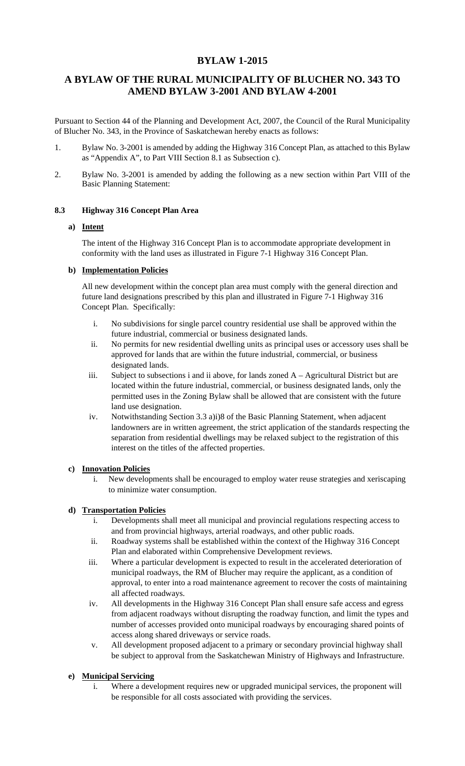# BYLAW 1-2015

## A BYLAW OF THE RURAL MUNICIPALITY OF BLUCHER NO. 343 TO AMEND BYLAW 3-2001 AND BYLAW 4-2001

Pursuant to Section 44 of the Planning and Development Act, 2007, the Council of the Rural Municipality of Blucher No. 343, in the Province of Saskatchewan hereby enacts as follows:

1. Bylaw No. 3-2001 is amended by adding the Highway 316 Concept Plan, as attached to this Bylaw as "Appendix A", to Part VIII Section 8.1 as Subsection c).

2. Bylaw No. 3-2001 is amended by adding the following as a new section within Part VIII of the Basic Planning Statement:

### 8.3 Highway 316 Concept Plan Area

**a) Intent**

The intent of the Highway 316 Concept Plan is to accommodate appropriate development in conformity with the land uses as illustrated in Figure 7-1 Highway 316 Concept Plan.

**b) Implementation Policies**

All new development within the concept plan area must comply with the general direction and future land designations prescribed by this plan and illustrated in Figure 7-1 Highway 316 Concept Plan. Specifically:

i. No subdivisions for single parcel country residential use shall be approved within the future industrial, commercial or business designated lands.

ii. No permits for new residential dwelling units as principal uses or accessory uses shall be approved for lands that are within the future industrial, commercial, or business designated lands.

iii. Subject to subsections i and ii above, for lands zoned A – Agricultural District but are located within the future industrial, commercial, or business designated lands, only the permitted uses in the Zoning Bylaw shall be allowed that are consistent with the future land use designation.

iv. Notwithstanding Section 3.3 a)i)8 of the Basic Planning Statement, when adjacent landowners are in written agreement, the strict application of the standards respecting the separation from residential dwellings may be relaxed subject to the registration of this interest on the titles of the affected properties.

**c) Innovation Policies**

i. New developments shall be encouraged to employ water reuse strategies and xeriscaping to minimize water consumption.

**d) Transportation Policies**

i. Developments shall meet all municipal and provincial regulations respecting access to and from provincial highways, arterial roadways, and other public roads.

ii. Roadway systems shall be established within the context of the Highway 316 Concept Plan and elaborated within Comprehensive Development reviews.

iii. Where a particular development is expected to result in the accelerated deterioration of municipal roadways, the RM of Blucher may require the applicant, as a condition of approval, to enter into a road maintenance agreement to recover the costs of maintaining all affected roadways.

iv. All developments in the Highway 316 Concept Plan shall ensure safe access and egress from adjacent roadways without disrupting the roadway function, and limit the types and number of accesses provided onto municipal roadways by encouraging shared points of access along shared driveways or service roads.

v. All development proposed adjacent to a primary or secondary provincial highway shall be subject to approval from the Saskatchewan Ministry of Highways and Infrastructure.

**e) Municipal Servicing**

i. Where a development requires new or upgraded municipal services, the proponent will be responsible for all costs associated with providing the services.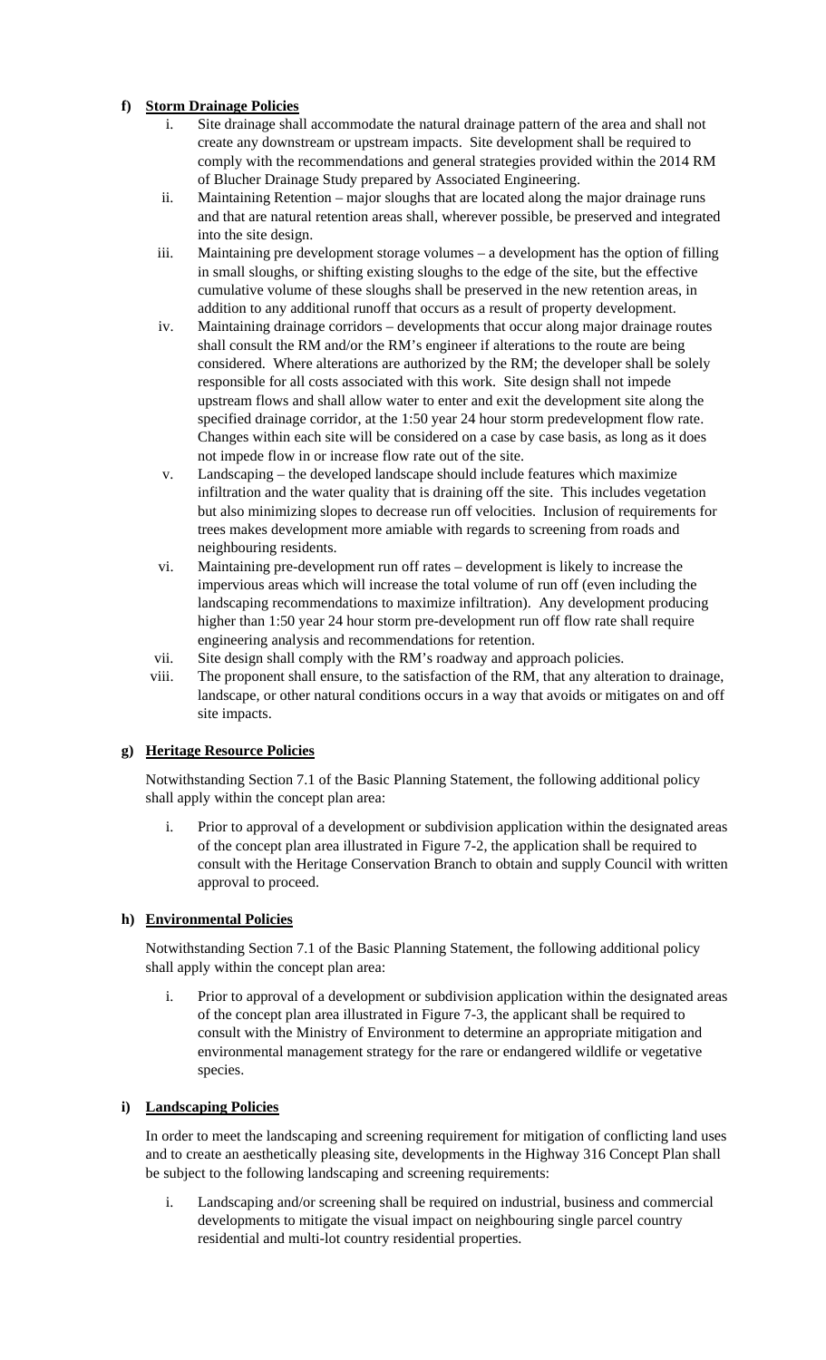**f) Storm Drainage Policies**

i. Site drainage shall accommodate the natural drainage pattern of the area and shall not create any downstream or upstream impacts. Site development shall be required to comply with the recommendations and general strategies provided within the 2014 RM of Blucher Drainage Study prepared by Associated Engineering.

ii. Maintaining Retention – major sloughs that are located along the major drainage runs and that are natural retention areas shall, wherever possible, be preserved and integrated into the site design.

iii. Maintaining pre development storage volumes – a development has the option of filling in small sloughs, or shifting existing sloughs to the edge of the site, but the effective cumulative volume of these sloughs shall be preserved in the new retention areas, in addition to any additional runoff that occurs as a result of property development.

iv. Maintaining drainage corridors – developments that occur along major drainage routes shall consult the RM and/or the RM's engineer if alterations to the route are being considered. Where alterations are authorized by the RM; the developer shall be solely responsible for all costs associated with this work. Site design shall not impede upstream flows and shall allow water to enter and exit the development site along the specified drainage corridor, at the 1:50 year 24 hour storm predevelopment flow rate. Changes within each site will be considered on a case by case basis, as long as it does not impede flow in or increase flow rate out of the site.

v. Landscaping – the developed landscape should include features which maximize infiltration and the water quality that is draining off the site. This includes vegetation but also minimizing slopes to decrease run off velocities. Inclusion of requirements for trees makes development more amiable with regards to screening from roads and neighbouring residents.

vi. Maintaining pre-development run off rates – development is likely to increase the impervious areas which will increase the total volume of run off (even including the landscaping recommendations to maximize infiltration). Any development producing higher than 1:50 year 24 hour storm pre-development run off flow rate shall require engineering analysis and recommendations for retention.

vii. Site design shall comply with the RM's roadway and approach policies.

viii. The proponent shall ensure, to the satisfaction of the RM, that any alteration to drainage, landscape, or other natural conditions occurs in a way that avoids or mitigates on and off site impacts.

**g) Heritage Resource Policies**

Notwithstanding Section 7.1 of the Basic Planning Statement, the following additional policy shall apply within the concept plan area:

i. Prior to approval of a development or subdivision application within the designated areas of the concept plan area illustrated in Figure 7-2, the application shall be required to consult with the Heritage Conservation Branch to obtain and supply Council with written approval to proceed.

**h) Environmental Policies**

Notwithstanding Section 7.1 of the Basic Planning Statement, the following additional policy shall apply within the concept plan area:

i. Prior to approval of a development or subdivision application within the designated areas of the concept plan area illustrated in Figure 7-3, the applicant shall be required to consult with the Ministry of Environment to determine an appropriate mitigation and environmental management strategy for the rare or endangered wildlife or vegetative species.

**i) Landscaping Policies**

In order to meet the landscaping and screening requirement for mitigation of conflicting land uses and to create an aesthetically pleasing site, developments in the Highway 316 Concept Plan shall be subject to the following landscaping and screening requirements:

i. Landscaping and/or screening shall be required on industrial, business and commercial developments to mitigate the visual impact on neighbouring single parcel country residential and multi-lot country residential properties.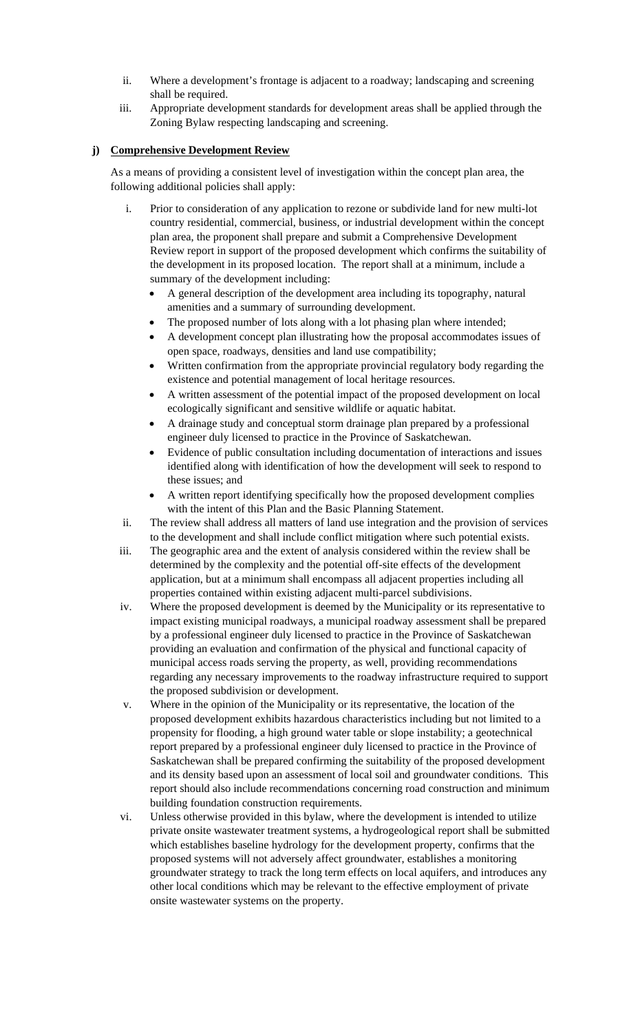ii. Where a development's frontage is adjacent to a roadway; landscaping and screening shall be required.

iii. Appropriate development standards for development areas shall be applied through the Zoning Bylaw respecting landscaping and screening.

**j) Comprehensive Development Review**

As a means of providing a consistent level of investigation within the concept plan area, the following additional policies shall apply:

i. Prior to consideration of any application to rezone or subdivide land for new multi-lot country residential, commercial, business, or industrial development within the concept plan area, the proponent shall prepare and submit a Comprehensive Development Review report in support of the proposed development which confirms the suitability of the development in its proposed location. The report shall at a minimum, include a summary of the development including:

- A general description of the development area including its topography, natural amenities and a summary of surrounding development.
- The proposed number of lots along with a lot phasing plan where intended;
- A development concept plan illustrating how the proposal accommodates issues of open space, roadways, densities and land use compatibility;
- Written confirmation from the appropriate provincial regulatory body regarding the existence and potential management of local heritage resources.
- A written assessment of the potential impact of the proposed development on local ecologically significant and sensitive wildlife or aquatic habitat.
- A drainage study and conceptual storm drainage plan prepared by a professional engineer duly licensed to practice in the Province of Saskatchewan.
- Evidence of public consultation including documentation of interactions and issues identified along with identification of how the development will seek to respond to these issues; and
- A written report identifying specifically how the proposed development complies with the intent of this Plan and the Basic Planning Statement.

ii. The review shall address all matters of land use integration and the provision of services to the development and shall include conflict mitigation where such potential exists.

iii. The geographic area and the extent of analysis considered within the review shall be determined by the complexity and the potential off-site effects of the development application, but at a minimum shall encompass all adjacent properties including all properties contained within existing adjacent multi-parcel subdivisions.

iv. Where the proposed development is deemed by the Municipality or its representative to impact existing municipal roadways, a municipal roadway assessment shall be prepared by a professional engineer duly licensed to practice in the Province of Saskatchewan providing an evaluation and confirmation of the physical and functional capacity of municipal access roads serving the property, as well, providing recommendations regarding any necessary improvements to the roadway infrastructure required to support the proposed subdivision or development.

v. Where in the opinion of the Municipality or its representative, the location of the proposed development exhibits hazardous characteristics including but not limited to a propensity for flooding, a high ground water table or slope instability; a geotechnical report prepared by a professional engineer duly licensed to practice in the Province of Saskatchewan shall be prepared confirming the suitability of the proposed development and its density based upon an assessment of local soil and groundwater conditions. This report should also include recommendations concerning road construction and minimum building foundation construction requirements.

vi. Unless otherwise provided in this bylaw, where the development is intended to utilize private onsite wastewater treatment systems, a hydrogeological report shall be submitted which establishes baseline hydrology for the development property, confirms that the proposed systems will not adversely affect groundwater, establishes a monitoring groundwater strategy to track the long term effects on local aquifers, and introduces any other local conditions which may be relevant to the effective employment of private onsite wastewater systems on the property.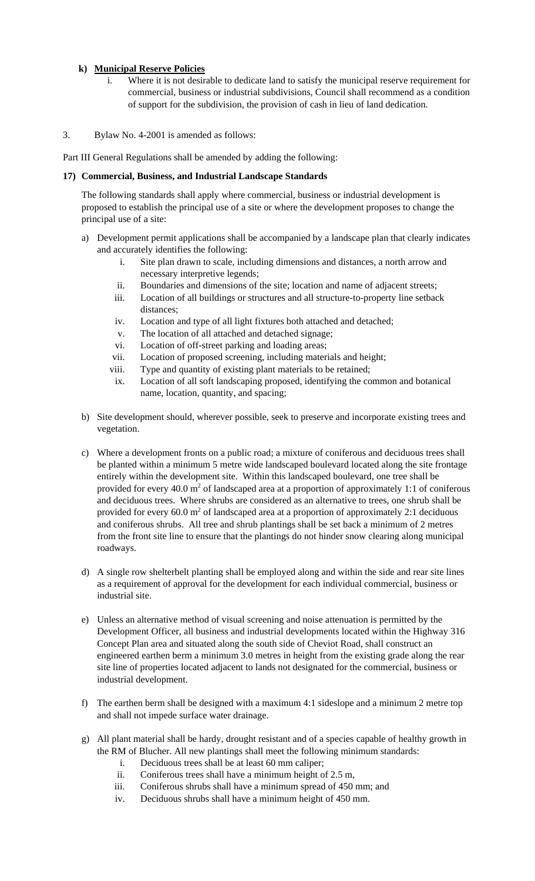**k) Municipal Reserve Policies**

i. Where it is not desirable to dedicate land to satisfy the municipal reserve requirement for commercial, business or industrial subdivisions, Council shall recommend as a condition of support for the subdivision, the provision of cash in lieu of land dedication.

3. Bylaw No. 4-2001 is amended as follows:

Part III General Regulations shall be amended by adding the following:

**17) Commercial, Business, and Industrial Landscape Standards**

The following standards shall apply where commercial, business or industrial development is proposed to establish the principal use of a site or where the development proposes to change the principal use of a site:

a) Development permit applications shall be accompanied by a landscape plan that clearly indicates and accurately identifies the following:

   i. Site plan drawn to scale, including dimensions and distances, a north arrow and necessary interpretive legends;
   ii. Boundaries and dimensions of the site; location and name of adjacent streets;
   iii. Location of all buildings or structures and all structure-to-property line setback distances;
   iv. Location and type of all light fixtures both attached and detached;
   v. The location of all attached and detached signage;
   vi. Location of off-street parking and loading areas;
   vii. Location of proposed screening, including materials and height;
   viii. Type and quantity of existing plant materials to be retained;
   ix. Location of all soft landscaping proposed, identifying the common and botanical name, location, quantity, and spacing;

b) Site development should, wherever possible, seek to preserve and incorporate existing trees and vegetation.

c) Where a development fronts on a public road; a mixture of coniferous and deciduous trees shall be planted within a minimum 5 metre wide landscaped boulevard located along the site frontage entirely within the development site. Within this landscaped boulevard, one tree shall be provided for every 40.0 $m^2$ of landscaped area at a proportion of approximately 1:1 of coniferous and deciduous trees. Where shrubs are considered as an alternative to trees, one shrub shall be provided for every 60.0 $m^2$ of landscaped area at a proportion of approximately 2:1 deciduous and coniferous shrubs. All tree and shrub plantings shall be set back a minimum of 2 metres from the front site line to ensure that the plantings do not hinder snow clearing along municipal roadways.

d) A single row shelterbelt planting shall be employed along and within the side and rear site lines as a requirement of approval for the development for each individual commercial, business or industrial site.

e) Unless an alternative method of visual screening and noise attenuation is permitted by the Development Officer, all business and industrial developments located within the Highway 316 Concept Plan area and situated along the south side of Cheviot Road, shall construct an engineered earthen berm a minimum 3.0 metres in height from the existing grade along the rear site line of properties located adjacent to lands not designated for the commercial, business or industrial development.

f) The earthen berm shall be designed with a maximum 4:1 sideslope and a minimum 2 metre top and shall not impede surface water drainage.

g) All plant material shall be hardy, drought resistant and of a species capable of healthy growth in the RM of Blucher. All new plantings shall meet the following minimum standards:

   i. Deciduous trees shall be at least 60 mm caliper;
   ii. Coniferous trees shall have a minimum height of 2.5 m,
   iii. Coniferous shrubs shall have a minimum spread of 450 mm; and
   iv. Deciduous shrubs shall have a minimum height of 450 mm.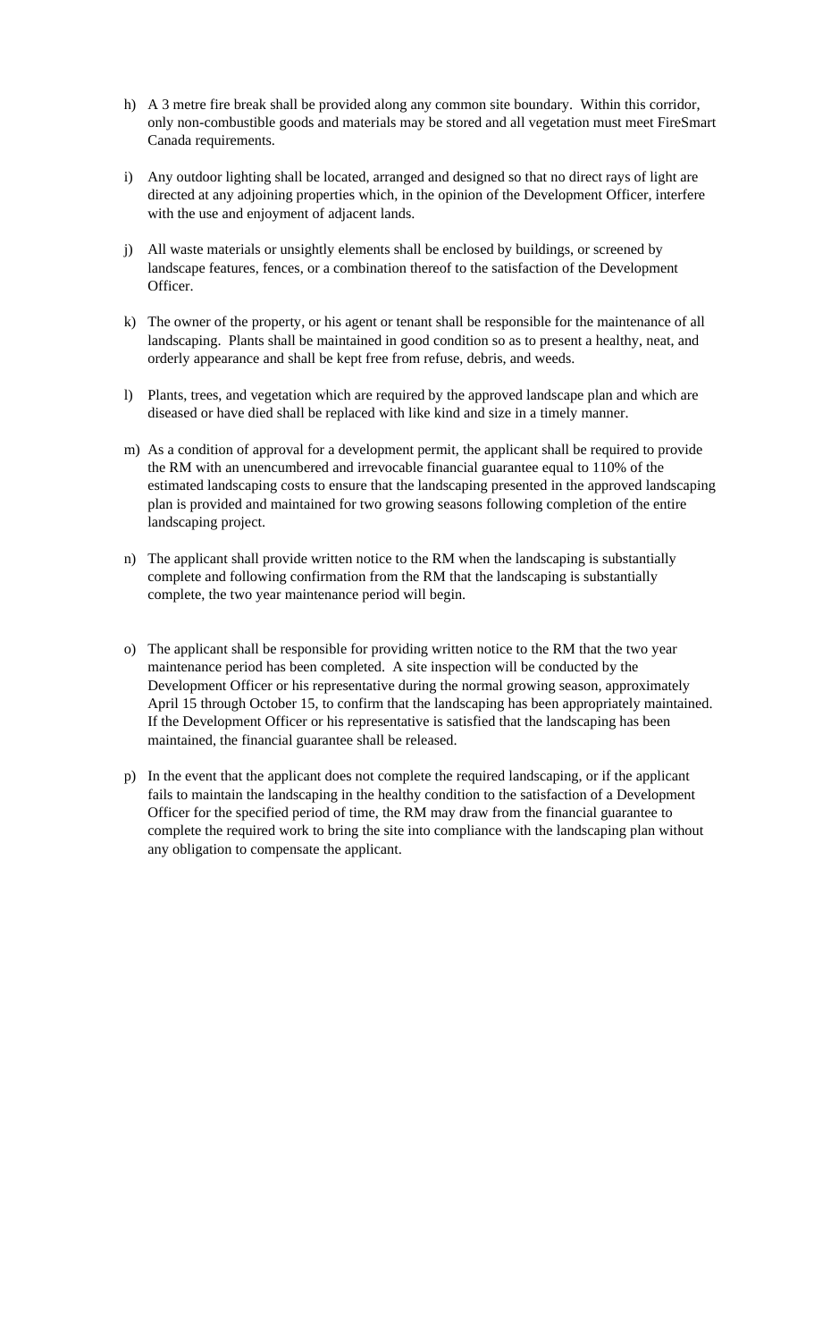h) A 3 metre fire break shall be provided along any common site boundary. Within this corridor, only non-combustible goods and materials may be stored and all vegetation must meet FireSmart Canada requirements.

i) Any outdoor lighting shall be located, arranged and designed so that no direct rays of light are directed at any adjoining properties which, in the opinion of the Development Officer, interfere with the use and enjoyment of adjacent lands.

j) All waste materials or unsightly elements shall be enclosed by buildings, or screened by landscape features, fences, or a combination thereof to the satisfaction of the Development Officer.

k) The owner of the property, or his agent or tenant shall be responsible for the maintenance of all landscaping. Plants shall be maintained in good condition so as to present a healthy, neat, and orderly appearance and shall be kept free from refuse, debris, and weeds.

l) Plants, trees, and vegetation which are required by the approved landscape plan and which are diseased or have died shall be replaced with like kind and size in a timely manner.

m) As a condition of approval for a development permit, the applicant shall be required to provide the RM with an unencumbered and irrevocable financial guarantee equal to 110% of the estimated landscaping costs to ensure that the landscaping presented in the approved landscaping plan is provided and maintained for two growing seasons following completion of the entire landscaping project.

n) The applicant shall provide written notice to the RM when the landscaping is substantially complete and following confirmation from the RM that the landscaping is substantially complete, the two year maintenance period will begin.

o) The applicant shall be responsible for providing written notice to the RM that the two year maintenance period has been completed. A site inspection will be conducted by the Development Officer or his representative during the normal growing season, approximately April 15 through October 15, to confirm that the landscaping has been appropriately maintained. If the Development Officer or his representative is satisfied that the landscaping has been maintained, the financial guarantee shall be released.

p) In the event that the applicant does not complete the required landscaping, or if the applicant fails to maintain the landscaping in the healthy condition to the satisfaction of a Development Officer for the specified period of time, the RM may draw from the financial guarantee to complete the required work to bring the site into compliance with the landscaping plan without any obligation to compensate the applicant.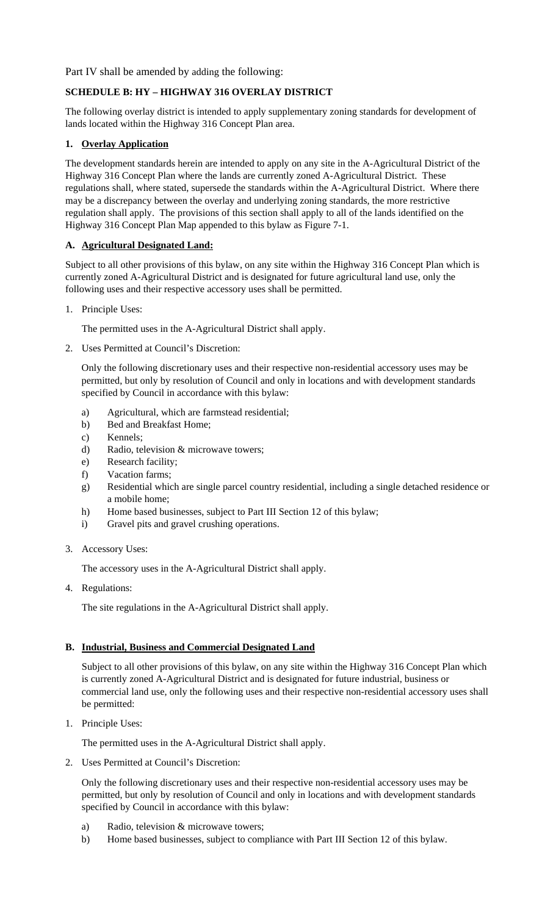Part IV shall be amended by adding the following:

**SCHEDULE B: HY – HIGHWAY 316 OVERLAY DISTRICT**

The following overlay district is intended to apply supplementary zoning standards for development of lands located within the Highway 316 Concept Plan area.

**1. Overlay Application**

The development standards herein are intended to apply on any site in the A-Agricultural District of the Highway 316 Concept Plan where the lands are currently zoned A-Agricultural District. These regulations shall, where stated, supersede the standards within the A-Agricultural District. Where there may be a discrepancy between the overlay and underlying zoning standards, the more restrictive regulation shall apply. The provisions of this section shall apply to all of the lands identified on the Highway 316 Concept Plan Map appended to this bylaw as Figure 7-1.

**A. Agricultural Designated Land:**

Subject to all other provisions of this bylaw, on any site within the Highway 316 Concept Plan which is currently zoned A-Agricultural District and is designated for future agricultural land use, only the following uses and their respective accessory uses shall be permitted.

1. Principle Uses:

   The permitted uses in the A-Agricultural District shall apply.

2. Uses Permitted at Council's Discretion:

   Only the following discretionary uses and their respective non-residential accessory uses may be permitted, but only by resolution of Council and only in locations and with development standards specified by Council in accordance with this bylaw:

   a) Agricultural, which are farmstead residential;
   b) Bed and Breakfast Home;
   c) Kennels;
   d) Radio, television & microwave towers;
   e) Research facility;
   f) Vacation farms;
   g) Residential which are single parcel country residential, including a single detached residence or a mobile home;
   h) Home based businesses, subject to Part III Section 12 of this bylaw;
   i) Gravel pits and gravel crushing operations.

3. Accessory Uses:

   The accessory uses in the A-Agricultural District shall apply.

4. Regulations:

   The site regulations in the A-Agricultural District shall apply.

**B. Industrial, Business and Commercial Designated Land**

Subject to all other provisions of this bylaw, on any site within the Highway 316 Concept Plan which is currently zoned A-Agricultural District and is designated for future industrial, business or commercial land use, only the following uses and their respective non-residential accessory uses shall be permitted:

1. Principle Uses:

   The permitted uses in the A-Agricultural District shall apply.

2. Uses Permitted at Council's Discretion:

   Only the following discretionary uses and their respective non-residential accessory uses may be permitted, but only by resolution of Council and only in locations and with development standards specified by Council in accordance with this bylaw:

   a) Radio, television & microwave towers;
   b) Home based businesses, subject to compliance with Part III Section 12 of this bylaw.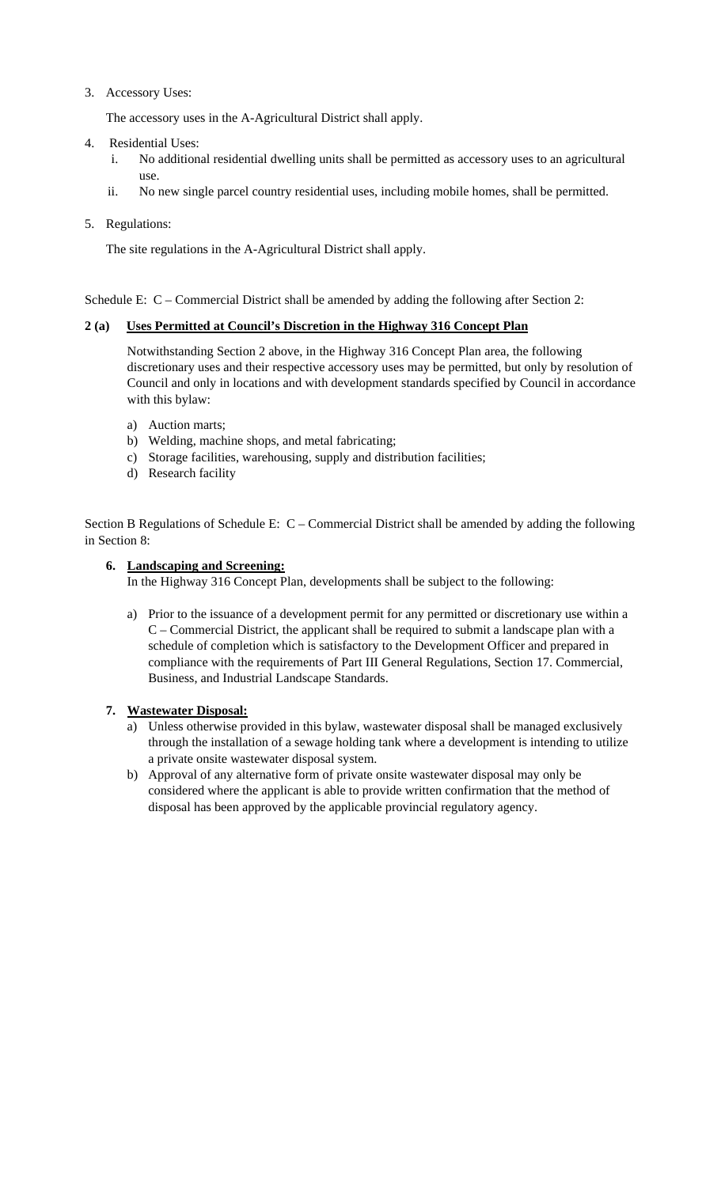3. Accessory Uses:

   The accessory uses in the A-Agricultural District shall apply.

4. Residential Uses:
   i. No additional residential dwelling units shall be permitted as accessory uses to an agricultural use.
   ii. No new single parcel country residential uses, including mobile homes, shall be permitted.

5. Regulations:

   The site regulations in the A-Agricultural District shall apply.

Schedule E: C – Commercial District shall be amended by adding the following after Section 2:

**2 (a) Uses Permitted at Council's Discretion in the Highway 316 Concept Plan**

Notwithstanding Section 2 above, in the Highway 316 Concept Plan area, the following discretionary uses and their respective accessory uses may be permitted, but only by resolution of Council and only in locations and with development standards specified by Council in accordance with this bylaw:

a) Auction marts;
b) Welding, machine shops, and metal fabricating;
c) Storage facilities, warehousing, supply and distribution facilities;
d) Research facility

Section B Regulations of Schedule E: C – Commercial District shall be amended by adding the following in Section 8:

**6. Landscaping and Screening:**

In the Highway 316 Concept Plan, developments shall be subject to the following:

a) Prior to the issuance of a development permit for any permitted or discretionary use within a C – Commercial District, the applicant shall be required to submit a landscape plan with a schedule of completion which is satisfactory to the Development Officer and prepared in compliance with the requirements of Part III General Regulations, Section 17. Commercial, Business, and Industrial Landscape Standards.

**7. Wastewater Disposal:**

a) Unless otherwise provided in this bylaw, wastewater disposal shall be managed exclusively through the installation of a sewage holding tank where a development is intending to utilize a private onsite wastewater disposal system.
b) Approval of any alternative form of private onsite wastewater disposal may only be considered where the applicant is able to provide written confirmation that the method of disposal has been approved by the applicable provincial regulatory agency.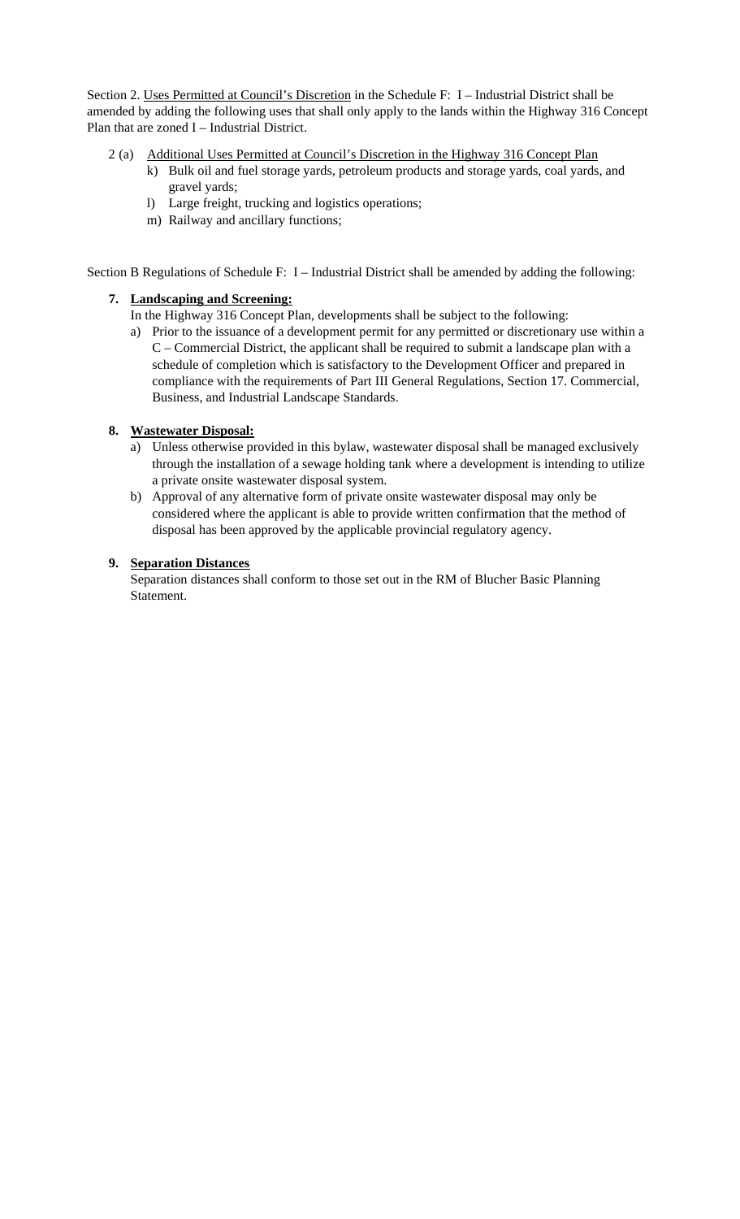Section 2. Uses Permitted at Council's Discretion in the Schedule F: I – Industrial District shall be amended by adding the following uses that shall only apply to the lands within the Highway 316 Concept Plan that are zoned I – Industrial District.

2 (a) Additional Uses Permitted at Council's Discretion in the Highway 316 Concept Plan

k) Bulk oil and fuel storage yards, petroleum products and storage yards, coal yards, and gravel yards;

l) Large freight, trucking and logistics operations;

m) Railway and ancillary functions;

Section B Regulations of Schedule F: I – Industrial District shall be amended by adding the following:

**7. Landscaping and Screening:**

In the Highway 316 Concept Plan, developments shall be subject to the following:

a) Prior to the issuance of a development permit for any permitted or discretionary use within a C – Commercial District, the applicant shall be required to submit a landscape plan with a schedule of completion which is satisfactory to the Development Officer and prepared in compliance with the requirements of Part III General Regulations, Section 17. Commercial, Business, and Industrial Landscape Standards.

**8. Wastewater Disposal:**

a) Unless otherwise provided in this bylaw, wastewater disposal shall be managed exclusively through the installation of a sewage holding tank where a development is intending to utilize a private onsite wastewater disposal system.

b) Approval of any alternative form of private onsite wastewater disposal may only be considered where the applicant is able to provide written confirmation that the method of disposal has been approved by the applicable provincial regulatory agency.

**9. Separation Distances**

Separation distances shall conform to those set out in the RM of Blucher Basic Planning Statement.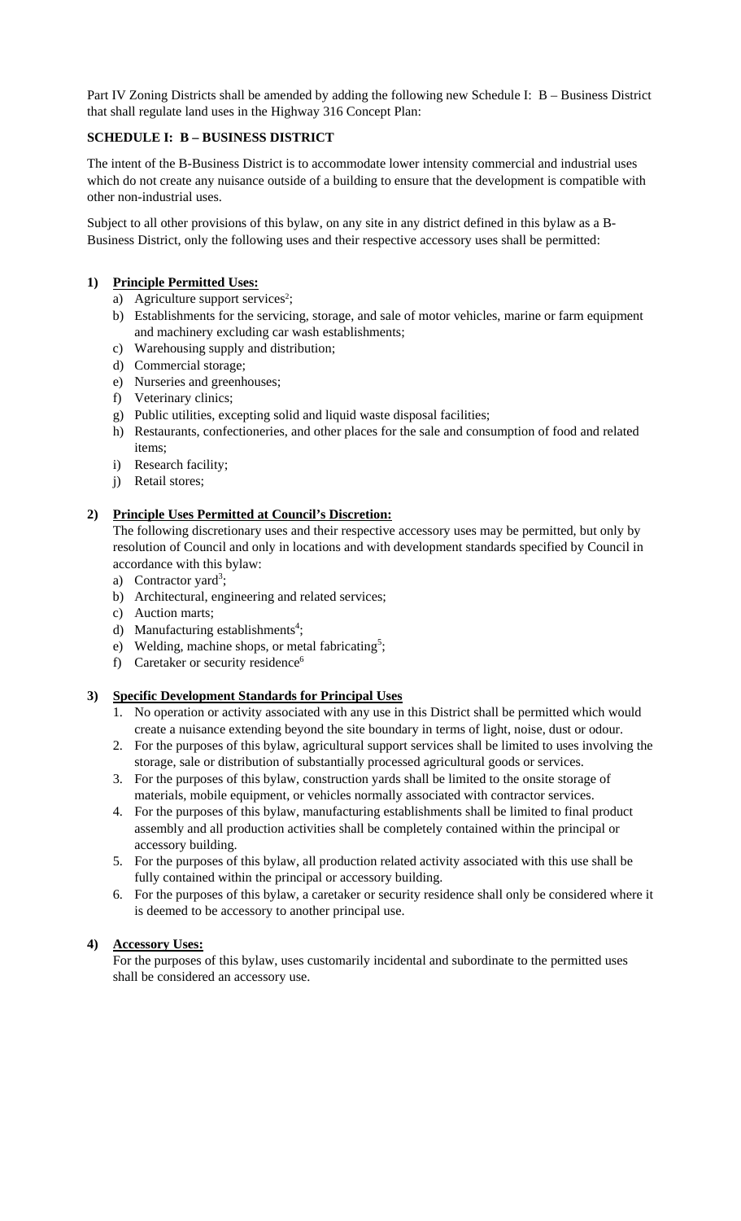Part IV Zoning Districts shall be amended by adding the following new Schedule I: B – Business District that shall regulate land uses in the Highway 316 Concept Plan:

**SCHEDULE I: B – BUSINESS DISTRICT**

The intent of the B-Business District is to accommodate lower intensity commercial and industrial uses which do not create any nuisance outside of a building to ensure that the development is compatible with other non-industrial uses.

Subject to all other provisions of this bylaw, on any site in any district defined in this bylaw as a B-Business District, only the following uses and their respective accessory uses shall be permitted:

**1) Principle Permitted Uses:**

a) Agriculture support services[2];
b) Establishments for the servicing, storage, and sale of motor vehicles, marine or farm equipment and machinery excluding car wash establishments;
c) Warehousing supply and distribution;
d) Commercial storage;
e) Nurseries and greenhouses;
f) Veterinary clinics;
g) Public utilities, excepting solid and liquid waste disposal facilities;
h) Restaurants, confectioneries, and other places for the sale and consumption of food and related items;
i) Research facility;
j) Retail stores;

**2) Principle Uses Permitted at Council's Discretion:**

The following discretionary uses and their respective accessory uses may be permitted, but only by resolution of Council and only in locations and with development standards specified by Council in accordance with this bylaw:

a) Contractor yard[3];
b) Architectural, engineering and related services;
c) Auction marts;
d) Manufacturing establishments[4];
e) Welding, machine shops, or metal fabricating[5];
f) Caretaker or security residence[6]

**3) Specific Development Standards for Principal Uses**

1. No operation or activity associated with any use in this District shall be permitted which would create a nuisance extending beyond the site boundary in terms of light, noise, dust or odour.
2. For the purposes of this bylaw, agricultural support services shall be limited to uses involving the storage, sale or distribution of substantially processed agricultural goods or services.
3. For the purposes of this bylaw, construction yards shall be limited to the onsite storage of materials, mobile equipment, or vehicles normally associated with contractor services.
4. For the purposes of this bylaw, manufacturing establishments shall be limited to final product assembly and all production activities shall be completely contained within the principal or accessory building.
5. For the purposes of this bylaw, all production related activity associated with this use shall be fully contained within the principal or accessory building.
6. For the purposes of this bylaw, a caretaker or security residence shall only be considered where it is deemed to be accessory to another principal use.

**4) Accessory Uses:**

For the purposes of this bylaw, uses customarily incidental and subordinate to the permitted uses shall be considered an accessory use.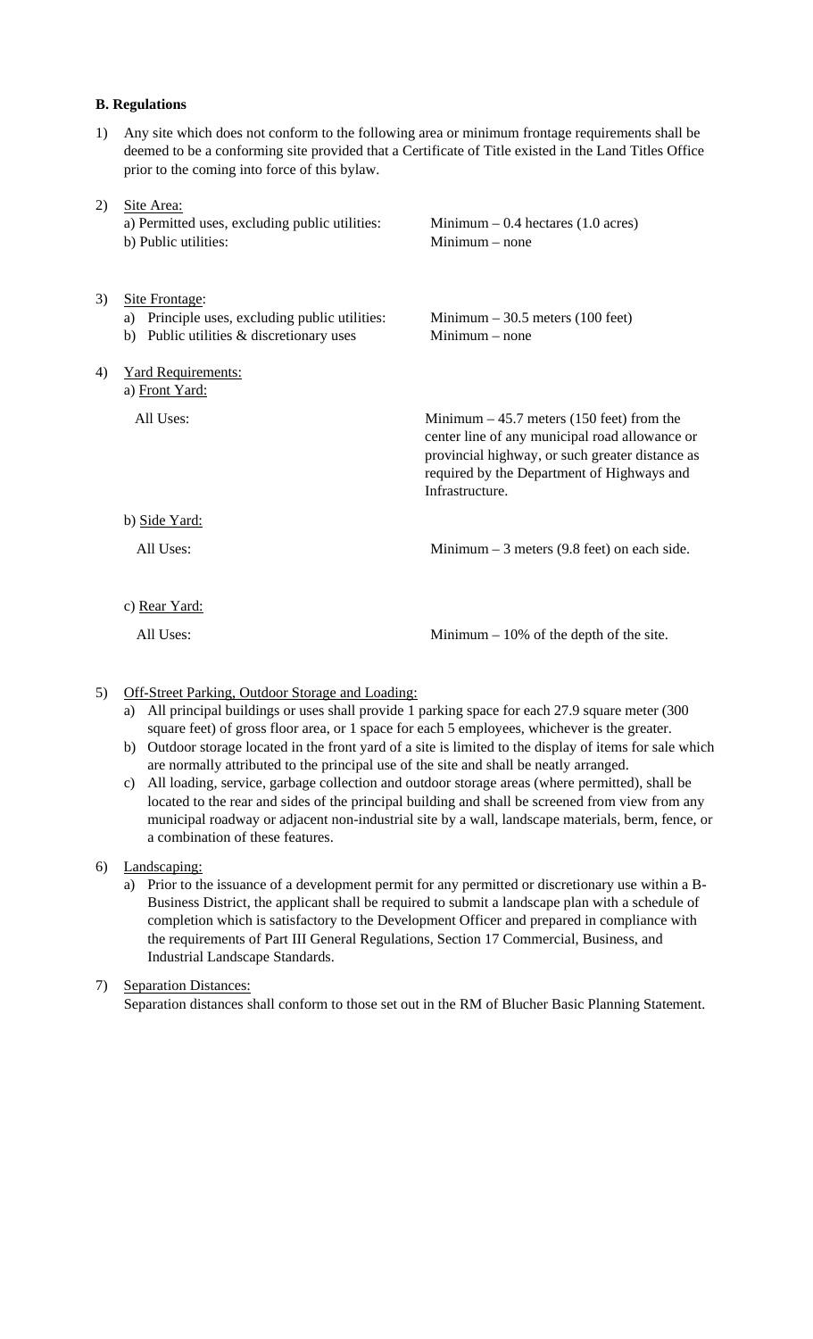**B. Regulations**

1) Any site which does not conform to the following area or minimum frontage requirements shall be deemed to be a conforming site provided that a Certificate of Title existed in the Land Titles Office prior to the coming into force of this bylaw.

2) Site Area:

| | |
|---|---|
| a) Permitted uses, excluding public utilities: | Minimum – 0.4 hectares (1.0 acres) |
| b) Public utilities: | Minimum – none |

3) Site Frontage:

| | |
|---|---|
| a) Principle uses, excluding public utilities: | Minimum – 30.5 meters (100 feet) |
| b) Public utilities & discretionary uses | Minimum – none |

4) Yard Requirements:

a) Front Yard:

| | |
|---|---|
| All Uses: | Minimum – 45.7 meters (150 feet) from the center line of any municipal road allowance or provincial highway, or such greater distance as required by the Department of Highways and Infrastructure. |

b) Side Yard:

| | |
|---|---|
| All Uses: | Minimum – 3 meters (9.8 feet) on each side. |

c) Rear Yard:

| | |
|---|---|
| All Uses: | Minimum – 10% of the depth of the site. |

5) Off-Street Parking, Outdoor Storage and Loading:
   a) All principal buildings or uses shall provide 1 parking space for each 27.9 square meter (300 square feet) of gross floor area, or 1 space for each 5 employees, whichever is the greater.
   b) Outdoor storage located in the front yard of a site is limited to the display of items for sale which are normally attributed to the principal use of the site and shall be neatly arranged.
   c) All loading, service, garbage collection and outdoor storage areas (where permitted), shall be located to the rear and sides of the principal building and shall be screened from view from any municipal roadway or adjacent non-industrial site by a wall, landscape materials, berm, fence, or a combination of these features.

6) Landscaping:
   a) Prior to the issuance of a development permit for any permitted or discretionary use within a B-Business District, the applicant shall be required to submit a landscape plan with a schedule of completion which is satisfactory to the Development Officer and prepared in compliance with the requirements of Part III General Regulations, Section 17 Commercial, Business, and Industrial Landscape Standards.

7) Separation Distances:
   Separation distances shall conform to those set out in the RM of Blucher Basic Planning Statement.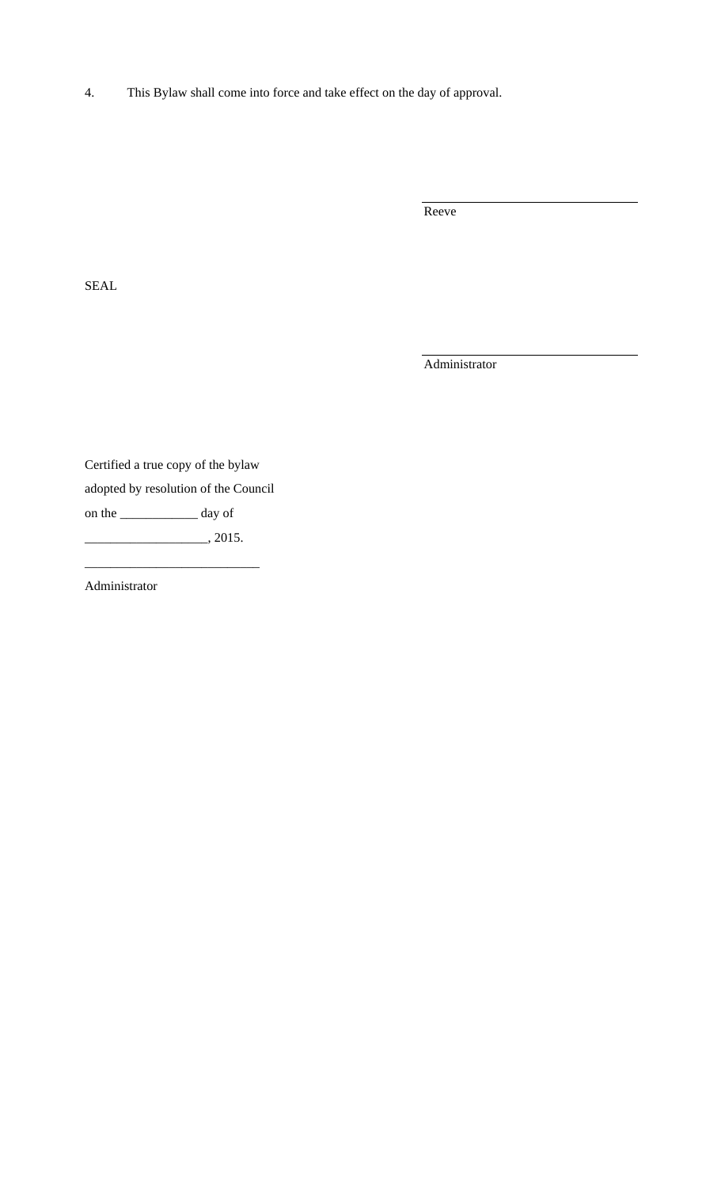4. This Bylaw shall come into force and take effect on the day of approval.

\_\_\_\_\_\_\_\_\_\_\_\_\_\_\_\_\_\_\_\_\_\_\_\_\_\_\_\_\_\_

Reeve

SEAL

\_\_\_\_\_\_\_\_\_\_\_\_\_\_\_\_\_\_\_\_\_\_\_\_\_\_\_\_\_\_

Administrator

Certified a true copy of the bylaw
adopted by resolution of the Council
on the ____________ day of
___________________, 2015.

___________________________

Administrator